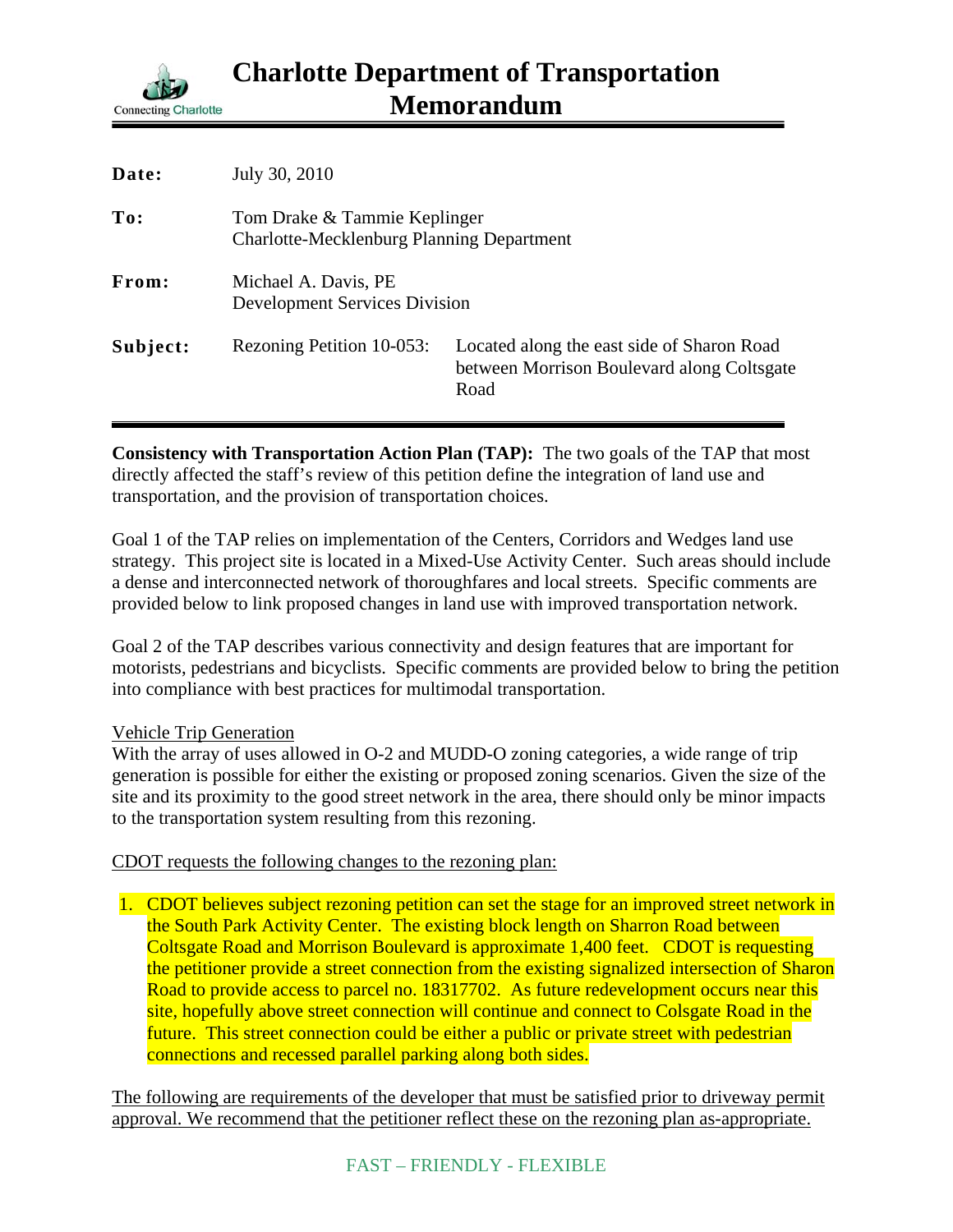# Charlotte Department of Transportation Memorandum

Connecting Charlotte

| | | |
|---|---|---|
| **Date:** | July 30, 2010 | |
| **To:** | Tom Drake & Tammie Keplinger<br>Charlotte-Mecklenburg Planning Department | |
| **From:** | Michael A. Davis, PE<br>Development Services Division | |
| **Subject:** | Rezoning Petition 10-053: | Located along the east side of Sharon Road between Morrison Boulevard along Coltsgate Road |

**Consistency with Transportation Action Plan (TAP):** The two goals of the TAP that most directly affected the staff's review of this petition define the integration of land use and transportation, and the provision of transportation choices.

Goal 1 of the TAP relies on implementation of the Centers, Corridors and Wedges land use strategy. This project site is located in a Mixed-Use Activity Center. Such areas should include a dense and interconnected network of thoroughfares and local streets. Specific comments are provided below to link proposed changes in land use with improved transportation network.

Goal 2 of the TAP describes various connectivity and design features that are important for motorists, pedestrians and bicyclists. Specific comments are provided below to bring the petition into compliance with best practices for multimodal transportation.

Vehicle Trip Generation

With the array of uses allowed in O-2 and MUDD-O zoning categories, a wide range of trip generation is possible for either the existing or proposed zoning scenarios. Given the size of the site and its proximity to the good street network in the area, there should only be minor impacts to the transportation system resulting from this rezoning.

CDOT requests the following changes to the rezoning plan:

1. CDOT believes subject rezoning petition can set the stage for an improved street network in the South Park Activity Center. The existing block length on Sharon Road between Coltsgate Road and Morrison Boulevard is approximate 1,400 feet. CDOT is requesting the petitioner provide a street connection from the existing signalized intersection of Sharon Road to provide access to parcel no. 18317702. As future redevelopment occurs near this site, hopefully above street connection will continue and connect to Colsgate Road in the future. This street connection could be either a public or private street with pedestrian connections and recessed parallel parking along both sides.

The following are requirements of the developer that must be satisfied prior to driveway permit approval. We recommend that the petitioner reflect these on the rezoning plan as-appropriate.

FAST – FRIENDLY - FLEXIBLE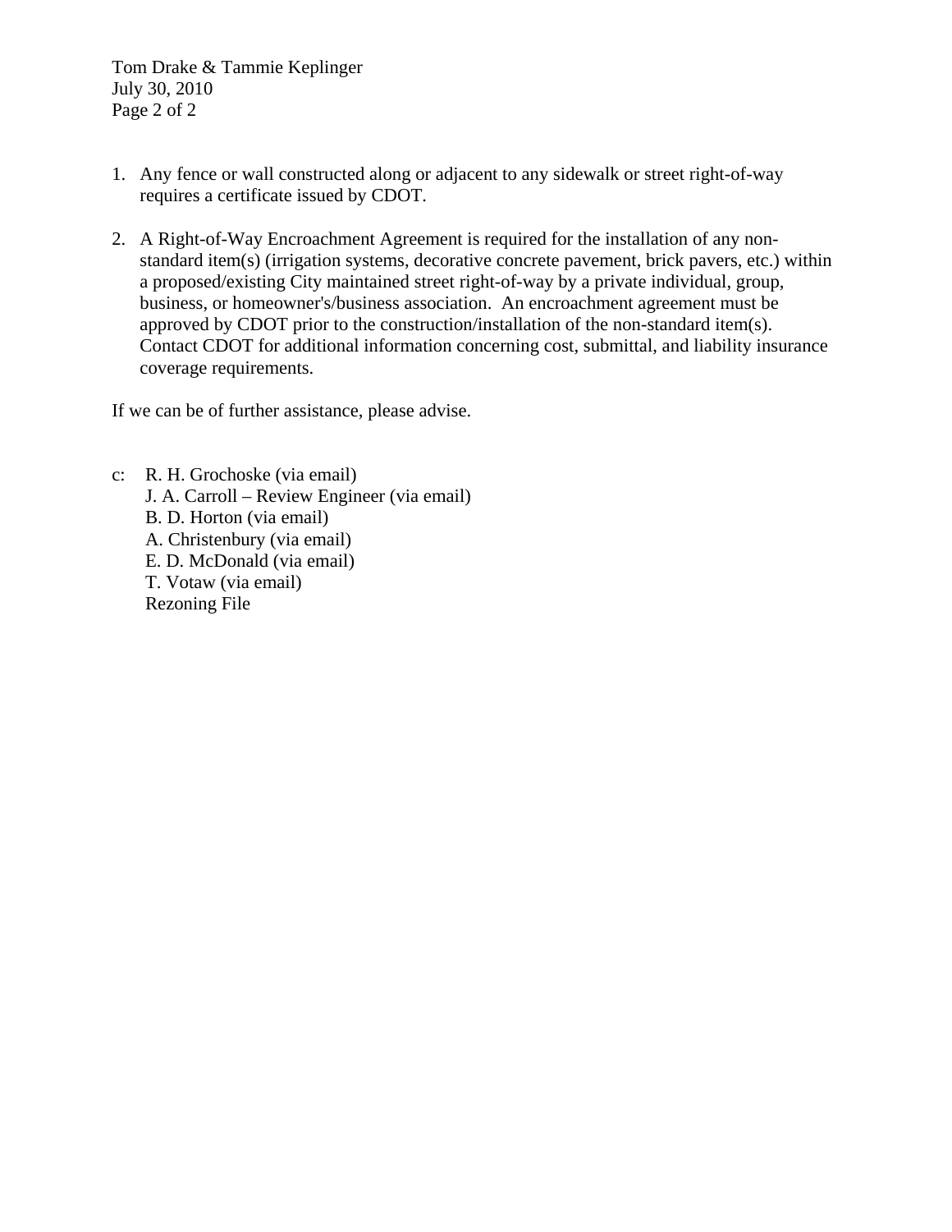1. Any fence or wall constructed along or adjacent to any sidewalk or street right-of-way requires a certificate issued by CDOT.

2. A Right-of-Way Encroachment Agreement is required for the installation of any non-standard item(s) (irrigation systems, decorative concrete pavement, brick pavers, etc.) within a proposed/existing City maintained street right-of-way by a private individual, group, business, or homeowner's/business association. An encroachment agreement must be approved by CDOT prior to the construction/installation of the non-standard item(s). Contact CDOT for additional information concerning cost, submittal, and liability insurance coverage requirements.

If we can be of further assistance, please advise.

c: R. H. Grochoske (via email)
J. A. Carroll – Review Engineer (via email)
B. D. Horton (via email)
A. Christenbury (via email)
E. D. McDonald (via email)
T. Votaw (via email)
Rezoning File